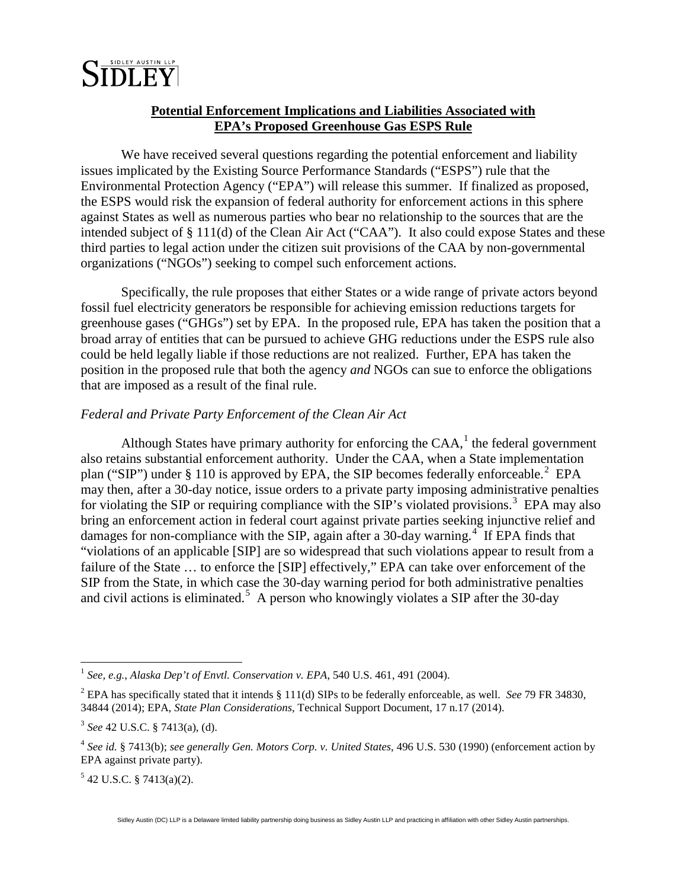SIDLEY AUSTIN LLP
SIDLEY

**Potential Enforcement Implications and Liabilities Associated with EPA's Proposed Greenhouse Gas ESPS Rule**

We have received several questions regarding the potential enforcement and liability issues implicated by the Existing Source Performance Standards ("ESPS") rule that the Environmental Protection Agency ("EPA") will release this summer. If finalized as proposed, the ESPS would risk the expansion of federal authority for enforcement actions in this sphere against States as well as numerous parties who bear no relationship to the sources that are the intended subject of § 111(d) of the Clean Air Act ("CAA"). It also could expose States and these third parties to legal action under the citizen suit provisions of the CAA by non-governmental organizations ("NGOs") seeking to compel such enforcement actions.

Specifically, the rule proposes that either States or a wide range of private actors beyond fossil fuel electricity generators be responsible for achieving emission reductions targets for greenhouse gases ("GHGs") set by EPA. In the proposed rule, EPA has taken the position that a broad array of entities that can be pursued to achieve GHG reductions under the ESPS rule also could be held legally liable if those reductions are not realized. Further, EPA has taken the position in the proposed rule that both the agency *and* NGOs can sue to enforce the obligations that are imposed as a result of the final rule.

*Federal and Private Party Enforcement of the Clean Air Act*

Although States have primary authority for enforcing the CAA,[1] the federal government also retains substantial enforcement authority. Under the CAA, when a State implementation plan ("SIP") under § 110 is approved by EPA, the SIP becomes federally enforceable.[2] EPA may then, after a 30-day notice, issue orders to a private party imposing administrative penalties for violating the SIP or requiring compliance with the SIP's violated provisions.[3] EPA may also bring an enforcement action in federal court against private parties seeking injunctive relief and damages for non-compliance with the SIP, again after a 30-day warning.[4] If EPA finds that "violations of an applicable [SIP] are so widespread that such violations appear to result from a failure of the State … to enforce the [SIP] effectively," EPA can take over enforcement of the SIP from the State, in which case the 30-day warning period for both administrative penalties and civil actions is eliminated.[5] A person who knowingly violates a SIP after the 30-day

---

[1] *See, e.g.*, *Alaska Dep't of Envtl. Conservation v. EPA*, 540 U.S. 461, 491 (2004).

[2] EPA has specifically stated that it intends § 111(d) SIPs to be federally enforceable, as well. *See* 79 FR 34830, 34844 (2014); EPA, *State Plan Considerations*, Technical Support Document, 17 n.17 (2014).

[3] *See* 42 U.S.C. § 7413(a), (d).

[4] *See id.* § 7413(b); *see generally Gen. Motors Corp. v. United States*, 496 U.S. 530 (1990) (enforcement action by EPA against private party).

[5] 42 U.S.C. § 7413(a)(2).

Sidley Austin (DC) LLP is a Delaware limited liability partnership doing business as Sidley Austin LLP and practicing in affiliation with other Sidley Austin partnerships.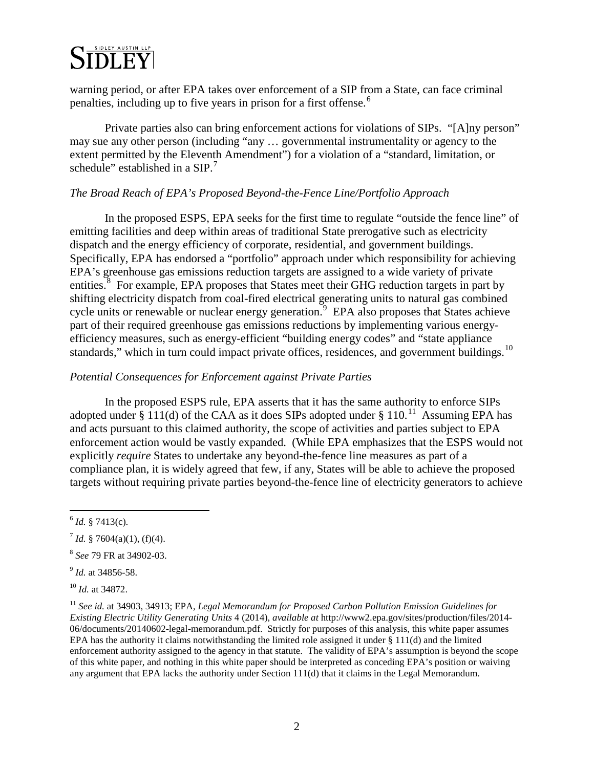warning period, or after EPA takes over enforcement of a SIP from a State, can face criminal penalties, including up to five years in prison for a first offense.[6]

Private parties also can bring enforcement actions for violations of SIPs. "[A]ny person" may sue any other person (including "any … governmental instrumentality or agency to the extent permitted by the Eleventh Amendment") for a violation of a "standard, limitation, or schedule" established in a SIP.[7]

*The Broad Reach of EPA's Proposed Beyond-the-Fence Line/Portfolio Approach*

In the proposed ESPS, EPA seeks for the first time to regulate "outside the fence line" of emitting facilities and deep within areas of traditional State prerogative such as electricity dispatch and the energy efficiency of corporate, residential, and government buildings. Specifically, EPA has endorsed a "portfolio" approach under which responsibility for achieving EPA's greenhouse gas emissions reduction targets are assigned to a wide variety of private entities.[8] For example, EPA proposes that States meet their GHG reduction targets in part by shifting electricity dispatch from coal-fired electrical generating units to natural gas combined cycle units or renewable or nuclear energy generation.[9] EPA also proposes that States achieve part of their required greenhouse gas emissions reductions by implementing various energy-efficiency measures, such as energy-efficient "building energy codes" and "state appliance standards," which in turn could impact private offices, residences, and government buildings.[10]

*Potential Consequences for Enforcement against Private Parties*

In the proposed ESPS rule, EPA asserts that it has the same authority to enforce SIPs adopted under § 111(d) of the CAA as it does SIPs adopted under § 110.[11] Assuming EPA has and acts pursuant to this claimed authority, the scope of activities and parties subject to EPA enforcement action would be vastly expanded. (While EPA emphasizes that the ESPS would not explicitly *require* States to undertake any beyond-the-fence line measures as part of a compliance plan, it is widely agreed that few, if any, States will be able to achieve the proposed targets without requiring private parties beyond-the-fence line of electricity generators to achieve

---

[6] *Id.* § 7413(c).

[7] *Id.* § 7604(a)(1), (f)(4).

[8] *See* 79 FR at 34902-03.

[9] *Id.* at 34856-58.

[10] *Id.* at 34872.

[11] *See id.* at 34903, 34913; EPA, *Legal Memorandum for Proposed Carbon Pollution Emission Guidelines for Existing Electric Utility Generating Units* 4 (2014), *available at* http://www2.epa.gov/sites/production/files/2014-06/documents/20140602-legal-memorandum.pdf. Strictly for purposes of this analysis, this white paper assumes EPA has the authority it claims notwithstanding the limited role assigned it under § 111(d) and the limited enforcement authority assigned to the agency in that statute. The validity of EPA's assumption is beyond the scope of this white paper, and nothing in this white paper should be interpreted as conceding EPA's position or waiving any argument that EPA lacks the authority under Section 111(d) that it claims in the Legal Memorandum.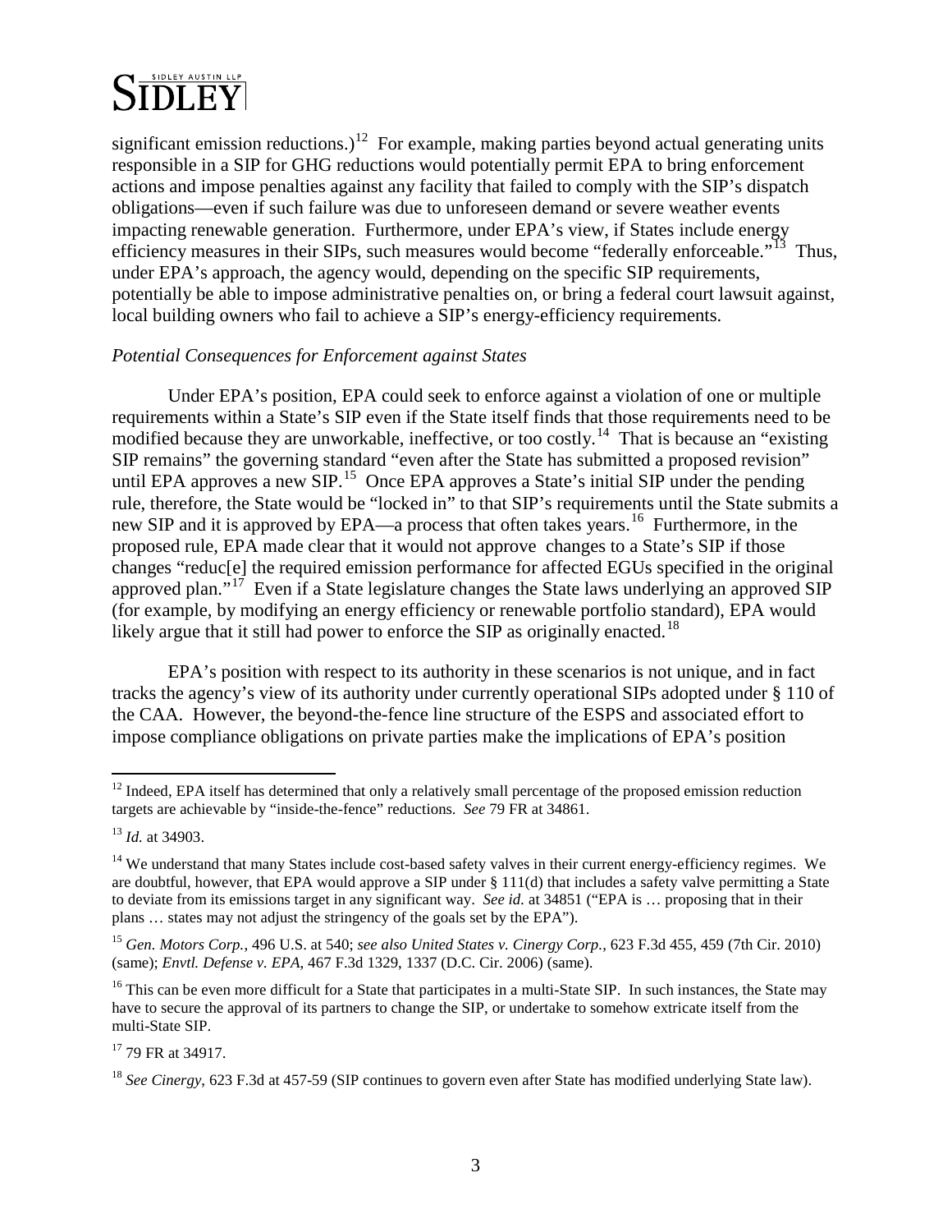significant emission reductions.)[12] For example, making parties beyond actual generating units responsible in a SIP for GHG reductions would potentially permit EPA to bring enforcement actions and impose penalties against any facility that failed to comply with the SIP's dispatch obligations—even if such failure was due to unforeseen demand or severe weather events impacting renewable generation. Furthermore, under EPA's view, if States include energy efficiency measures in their SIPs, such measures would become "federally enforceable."[13] Thus, under EPA's approach, the agency would, depending on the specific SIP requirements, potentially be able to impose administrative penalties on, or bring a federal court lawsuit against, local building owners who fail to achieve a SIP's energy-efficiency requirements.

*Potential Consequences for Enforcement against States*

Under EPA's position, EPA could seek to enforce against a violation of one or multiple requirements within a State's SIP even if the State itself finds that those requirements need to be modified because they are unworkable, ineffective, or too costly.[14] That is because an "existing SIP remains" the governing standard "even after the State has submitted a proposed revision" until EPA approves a new SIP.[15] Once EPA approves a State's initial SIP under the pending rule, therefore, the State would be "locked in" to that SIP's requirements until the State submits a new SIP and it is approved by EPA—a process that often takes years.[16] Furthermore, in the proposed rule, EPA made clear that it would not approve changes to a State's SIP if those changes "reduc[e] the required emission performance for affected EGUs specified in the original approved plan."[17] Even if a State legislature changes the State laws underlying an approved SIP (for example, by modifying an energy efficiency or renewable portfolio standard), EPA would likely argue that it still had power to enforce the SIP as originally enacted.[18]

EPA's position with respect to its authority in these scenarios is not unique, and in fact tracks the agency's view of its authority under currently operational SIPs adopted under § 110 of the CAA. However, the beyond-the-fence line structure of the ESPS and associated effort to impose compliance obligations on private parties make the implications of EPA's position

---

[12] Indeed, EPA itself has determined that only a relatively small percentage of the proposed emission reduction targets are achievable by "inside-the-fence" reductions. *See* 79 FR at 34861.

[13] *Id.* at 34903.

[14] We understand that many States include cost-based safety valves in their current energy-efficiency regimes. We are doubtful, however, that EPA would approve a SIP under § 111(d) that includes a safety valve permitting a State to deviate from its emissions target in any significant way. *See id.* at 34851 ("EPA is … proposing that in their plans … states may not adjust the stringency of the goals set by the EPA").

[15] *Gen. Motors Corp.*, 496 U.S. at 540; *see also United States v. Cinergy Corp.*, 623 F.3d 455, 459 (7th Cir. 2010) (same); *Envtl. Defense v. EPA*, 467 F.3d 1329, 1337 (D.C. Cir. 2006) (same).

[16] This can be even more difficult for a State that participates in a multi-State SIP. In such instances, the State may have to secure the approval of its partners to change the SIP, or undertake to somehow extricate itself from the multi-State SIP.

[17] 79 FR at 34917.

[18] *See Cinergy*, 623 F.3d at 457-59 (SIP continues to govern even after State has modified underlying State law).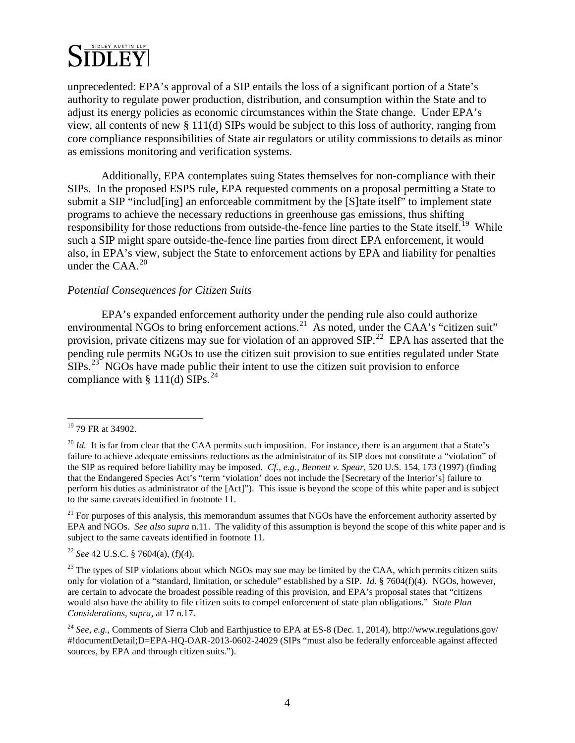unprecedented: EPA's approval of a SIP entails the loss of a significant portion of a State's authority to regulate power production, distribution, and consumption within the State and to adjust its energy policies as economic circumstances within the State change. Under EPA's view, all contents of new § 111(d) SIPs would be subject to this loss of authority, ranging from core compliance responsibilities of State air regulators or utility commissions to details as minor as emissions monitoring and verification systems.

Additionally, EPA contemplates suing States themselves for non-compliance with their SIPs. In the proposed ESPS rule, EPA requested comments on a proposal permitting a State to submit a SIP "includ[ing] an enforceable commitment by the [S]tate itself" to implement state programs to achieve the necessary reductions in greenhouse gas emissions, thus shifting responsibility for those reductions from outside-the-fence line parties to the State itself.[19] While such a SIP might spare outside-the-fence line parties from direct EPA enforcement, it would also, in EPA's view, subject the State to enforcement actions by EPA and liability for penalties under the CAA.[20]

*Potential Consequences for Citizen Suits*

EPA's expanded enforcement authority under the pending rule also could authorize environmental NGOs to bring enforcement actions.[21] As noted, under the CAA's "citizen suit" provision, private citizens may sue for violation of an approved SIP.[22] EPA has asserted that the pending rule permits NGOs to use the citizen suit provision to sue entities regulated under State SIPs.[23] NGOs have made public their intent to use the citizen suit provision to enforce compliance with § 111(d) SIPs.[24]

---

[19] 79 FR at 34902.

[20] *Id.* It is far from clear that the CAA permits such imposition. For instance, there is an argument that a State's failure to achieve adequate emissions reductions as the administrator of its SIP does not constitute a "violation" of the SIP as required before liability may be imposed. *Cf., e.g., Bennett v. Spear*, 520 U.S. 154, 173 (1997) (finding that the Endangered Species Act's "term 'violation' does not include the [Secretary of the Interior's] failure to perform his duties as administrator of the [Act]"). This issue is beyond the scope of this white paper and is subject to the same caveats identified in footnote 11.

[21] For purposes of this analysis, this memorandum assumes that NGOs have the enforcement authority asserted by EPA and NGOs. *See also supra* n.11. The validity of this assumption is beyond the scope of this white paper and is subject to the same caveats identified in footnote 11.

[22] *See* 42 U.S.C. § 7604(a), (f)(4).

[23] The types of SIP violations about which NGOs may sue may be limited by the CAA, which permits citizen suits only for violation of a "standard, limitation, or schedule" established by a SIP. *Id.* § 7604(f)(4). NGOs, however, are certain to advocate the broadest possible reading of this provision, and EPA's proposal states that "citizens would also have the ability to file citizen suits to compel enforcement of state plan obligations." *State Plan Considerations*, *supra*, at 17 n.17.

[24] *See, e.g.*, Comments of Sierra Club and Earthjustice to EPA at ES-8 (Dec. 1, 2014), http://www.regulations.gov/#!documentDetail;D=EPA-HQ-OAR-2013-0602-24029 (SIPs "must also be federally enforceable against affected sources, by EPA and through citizen suits.").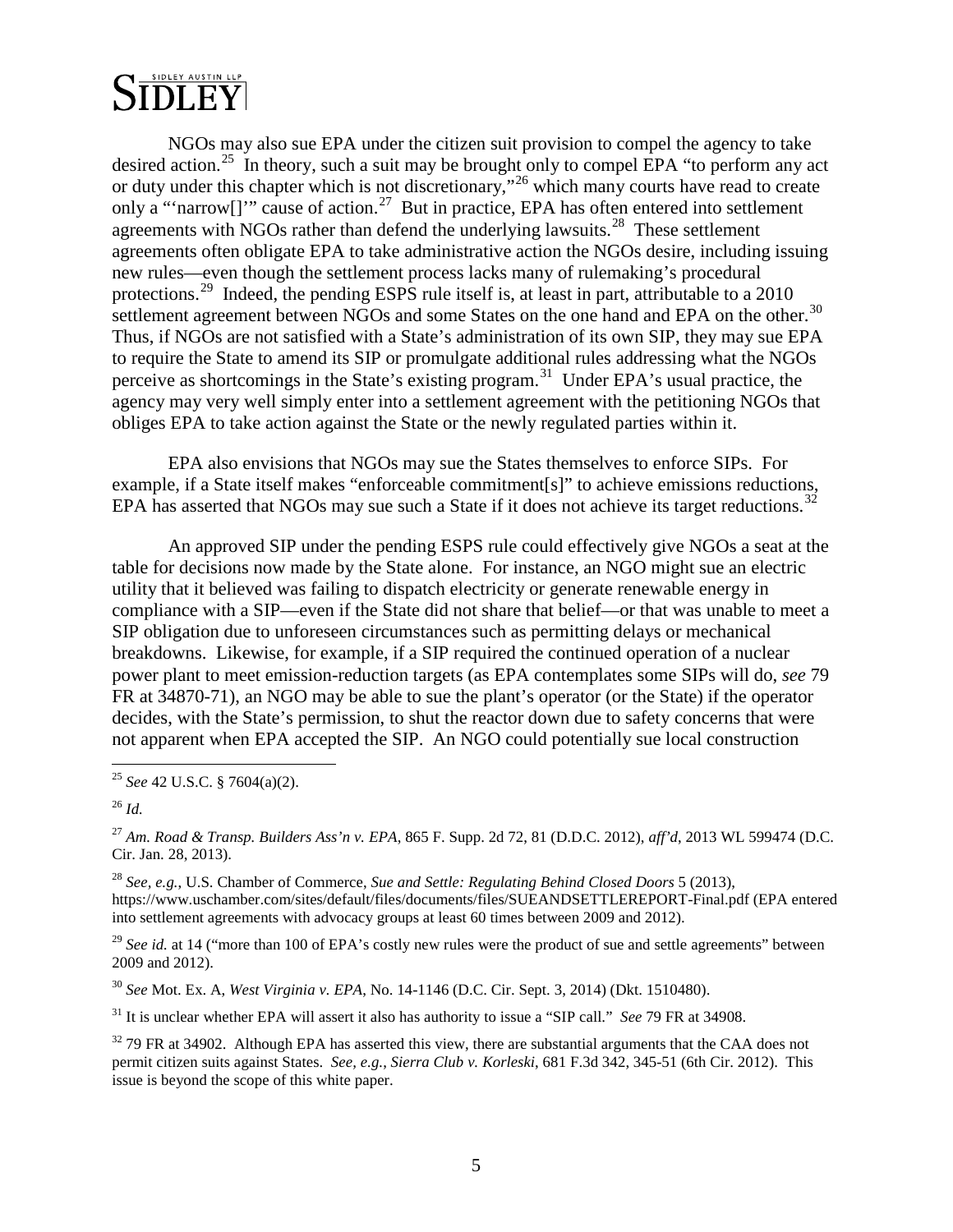NGOs may also sue EPA under the citizen suit provision to compel the agency to take desired action.[25] In theory, such a suit may be brought only to compel EPA "to perform any act or duty under this chapter which is not discretionary,"[26] which many courts have read to create only a "'narrow[]'" cause of action.[27] But in practice, EPA has often entered into settlement agreements with NGOs rather than defend the underlying lawsuits.[28] These settlement agreements often obligate EPA to take administrative action the NGOs desire, including issuing new rules—even though the settlement process lacks many of rulemaking's procedural protections.[29] Indeed, the pending ESPS rule itself is, at least in part, attributable to a 2010 settlement agreement between NGOs and some States on the one hand and EPA on the other.[30] Thus, if NGOs are not satisfied with a State's administration of its own SIP, they may sue EPA to require the State to amend its SIP or promulgate additional rules addressing what the NGOs perceive as shortcomings in the State's existing program.[31] Under EPA's usual practice, the agency may very well simply enter into a settlement agreement with the petitioning NGOs that obliges EPA to take action against the State or the newly regulated parties within it.

EPA also envisions that NGOs may sue the States themselves to enforce SIPs. For example, if a State itself makes "enforceable commitment[s]" to achieve emissions reductions, EPA has asserted that NGOs may sue such a State if it does not achieve its target reductions.[32]

An approved SIP under the pending ESPS rule could effectively give NGOs a seat at the table for decisions now made by the State alone. For instance, an NGO might sue an electric utility that it believed was failing to dispatch electricity or generate renewable energy in compliance with a SIP—even if the State did not share that belief—or that was unable to meet a SIP obligation due to unforeseen circumstances such as permitting delays or mechanical breakdowns. Likewise, for example, if a SIP required the continued operation of a nuclear power plant to meet emission-reduction targets (as EPA contemplates some SIPs will do, *see* 79 FR at 34870-71), an NGO may be able to sue the plant's operator (or the State) if the operator decides, with the State's permission, to shut the reactor down due to safety concerns that were not apparent when EPA accepted the SIP. An NGO could potentially sue local construction

---

[25] *See* 42 U.S.C. § 7604(a)(2).

[26] *Id.*

[27] *Am. Road & Transp. Builders Ass'n v. EPA*, 865 F. Supp. 2d 72, 81 (D.D.C. 2012), *aff'd*, 2013 WL 599474 (D.C. Cir. Jan. 28, 2013).

[28] *See, e.g.*, U.S. Chamber of Commerce, *Sue and Settle: Regulating Behind Closed Doors* 5 (2013), https://www.uschamber.com/sites/default/files/documents/files/SUEANDSETTLEREPORT-Final.pdf (EPA entered into settlement agreements with advocacy groups at least 60 times between 2009 and 2012).

[29] *See id.* at 14 ("more than 100 of EPA's costly new rules were the product of sue and settle agreements" between 2009 and 2012).

[30] *See* Mot. Ex. A, *West Virginia v. EPA*, No. 14-1146 (D.C. Cir. Sept. 3, 2014) (Dkt. 1510480).

[31] It is unclear whether EPA will assert it also has authority to issue a "SIP call." *See* 79 FR at 34908.

[32] 79 FR at 34902. Although EPA has asserted this view, there are substantial arguments that the CAA does not permit citizen suits against States. *See, e.g.*, *Sierra Club v. Korleski*, 681 F.3d 342, 345-51 (6th Cir. 2012). This issue is beyond the scope of this white paper.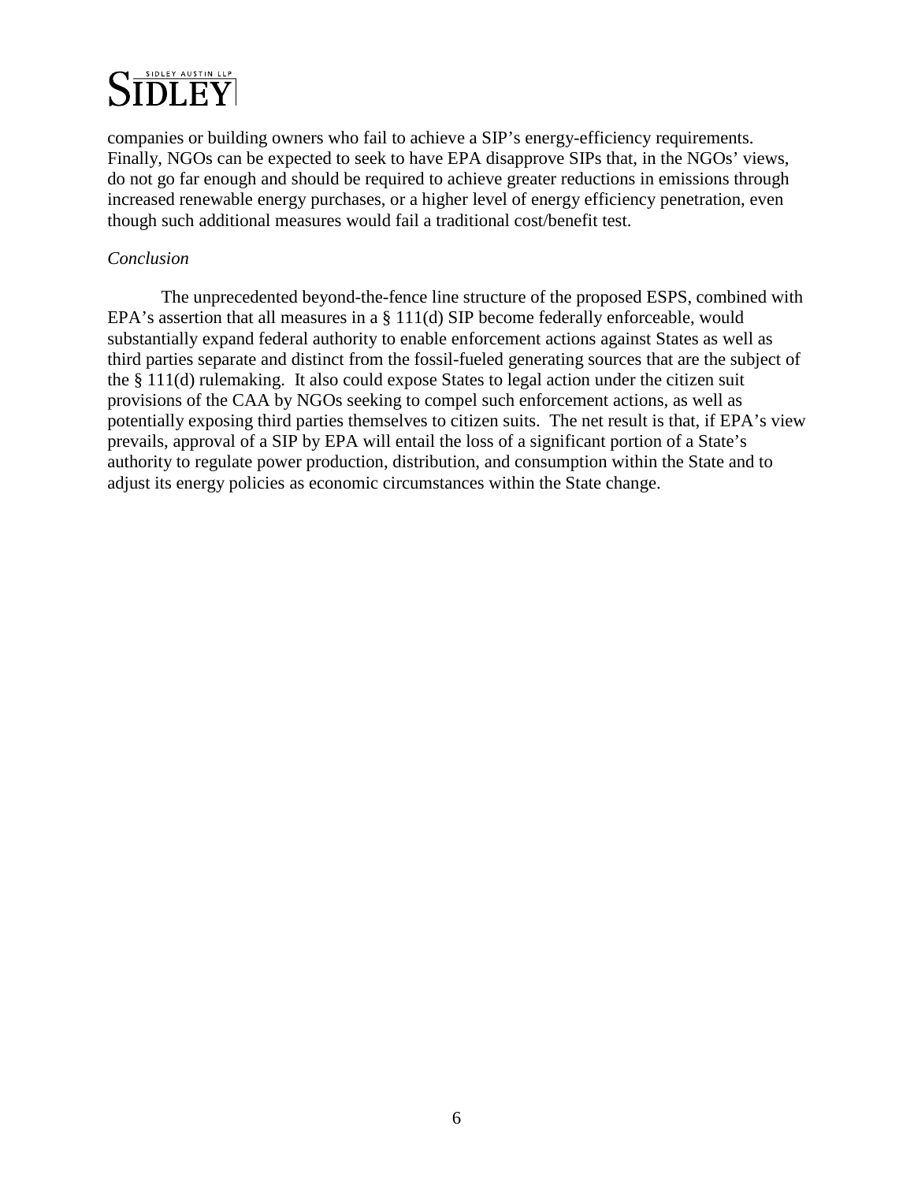companies or building owners who fail to achieve a SIP's energy-efficiency requirements. Finally, NGOs can be expected to seek to have EPA disapprove SIPs that, in the NGOs' views, do not go far enough and should be required to achieve greater reductions in emissions through increased renewable energy purchases, or a higher level of energy efficiency penetration, even though such additional measures would fail a traditional cost/benefit test.

*Conclusion*

The unprecedented beyond-the-fence line structure of the proposed ESPS, combined with EPA's assertion that all measures in a § 111(d) SIP become federally enforceable, would substantially expand federal authority to enable enforcement actions against States as well as third parties separate and distinct from the fossil-fueled generating sources that are the subject of the § 111(d) rulemaking. It also could expose States to legal action under the citizen suit provisions of the CAA by NGOs seeking to compel such enforcement actions, as well as potentially exposing third parties themselves to citizen suits. The net result is that, if EPA's view prevails, approval of a SIP by EPA will entail the loss of a significant portion of a State's authority to regulate power production, distribution, and consumption within the State and to adjust its energy policies as economic circumstances within the State change.